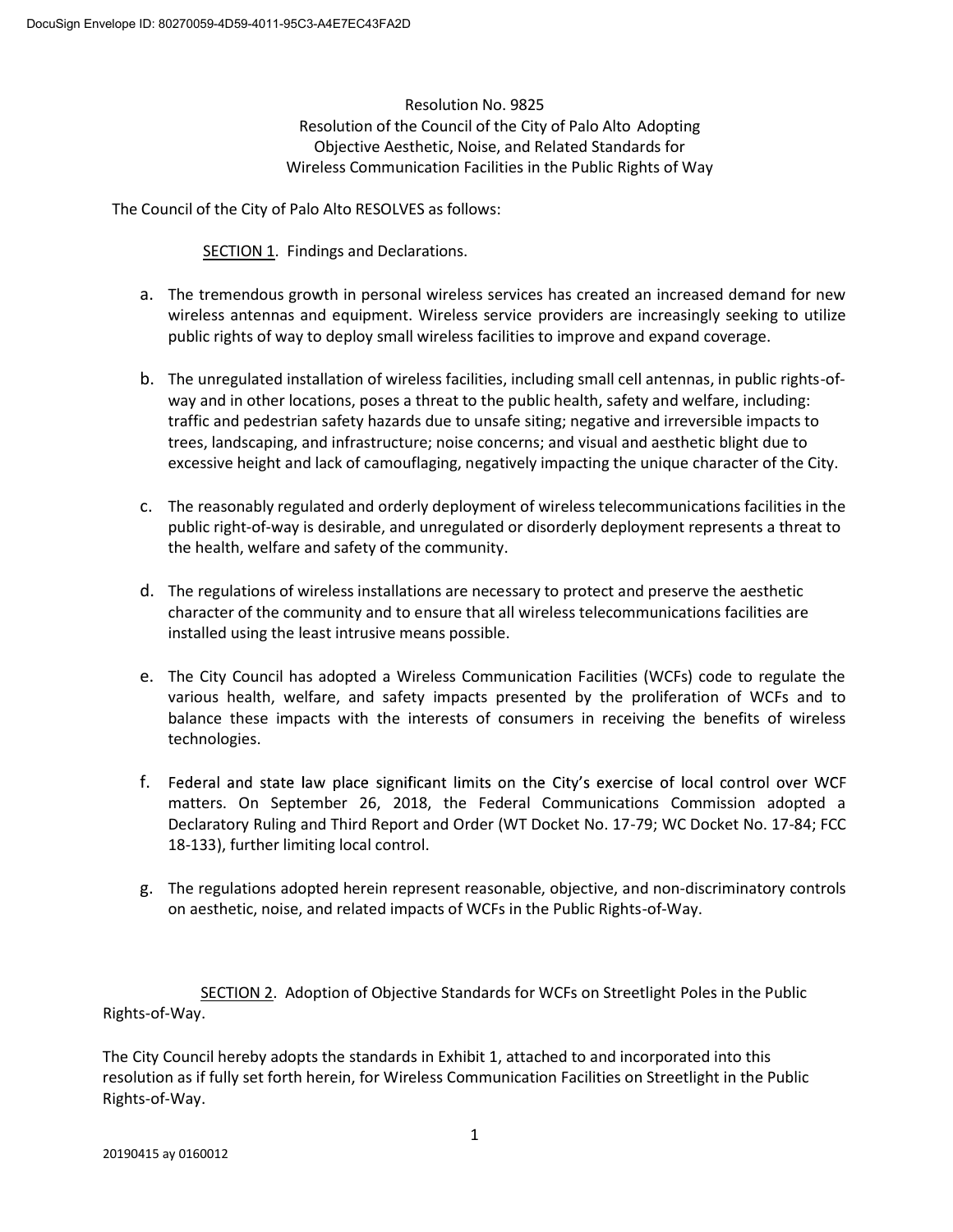DocuSign Envelope ID: 80270059-4D59-4011-95C3-A4E7EC43FA2D

# Resolution No. 9825
## Resolution of the Council of the City of Palo Alto Adopting Objective Aesthetic, Noise, and Related Standards for Wireless Communication Facilities in the Public Rights of Way

The Council of the City of Palo Alto RESOLVES as follows:

SECTION 1. Findings and Declarations.

a. The tremendous growth in personal wireless services has created an increased demand for new wireless antennas and equipment. Wireless service providers are increasingly seeking to utilize public rights of way to deploy small wireless facilities to improve and expand coverage.

b. The unregulated installation of wireless facilities, including small cell antennas, in public rights-of-way and in other locations, poses a threat to the public health, safety and welfare, including: traffic and pedestrian safety hazards due to unsafe siting; negative and irreversible impacts to trees, landscaping, and infrastructure; noise concerns; and visual and aesthetic blight due to excessive height and lack of camouflaging, negatively impacting the unique character of the City.

c. The reasonably regulated and orderly deployment of wireless telecommunications facilities in the public right-of-way is desirable, and unregulated or disorderly deployment represents a threat to the health, welfare and safety of the community.

d. The regulations of wireless installations are necessary to protect and preserve the aesthetic character of the community and to ensure that all wireless telecommunications facilities are installed using the least intrusive means possible.

e. The City Council has adopted a Wireless Communication Facilities (WCFs) code to regulate the various health, welfare, and safety impacts presented by the proliferation of WCFs and to balance these impacts with the interests of consumers in receiving the benefits of wireless technologies.

f. Federal and state law place significant limits on the City's exercise of local control over WCF matters. On September 26, 2018, the Federal Communications Commission adopted a Declaratory Ruling and Third Report and Order (WT Docket No. 17-79; WC Docket No. 17-84; FCC 18-133), further limiting local control.

g. The regulations adopted herein represent reasonable, objective, and non-discriminatory controls on aesthetic, noise, and related impacts of WCFs in the Public Rights-of-Way.

SECTION 2. Adoption of Objective Standards for WCFs on Streetlight Poles in the Public Rights-of-Way.

The City Council hereby adopts the standards in Exhibit 1, attached to and incorporated into this resolution as if fully set forth herein, for Wireless Communication Facilities on Streetlight in the Public Rights-of-Way.

20190415 ay 0160012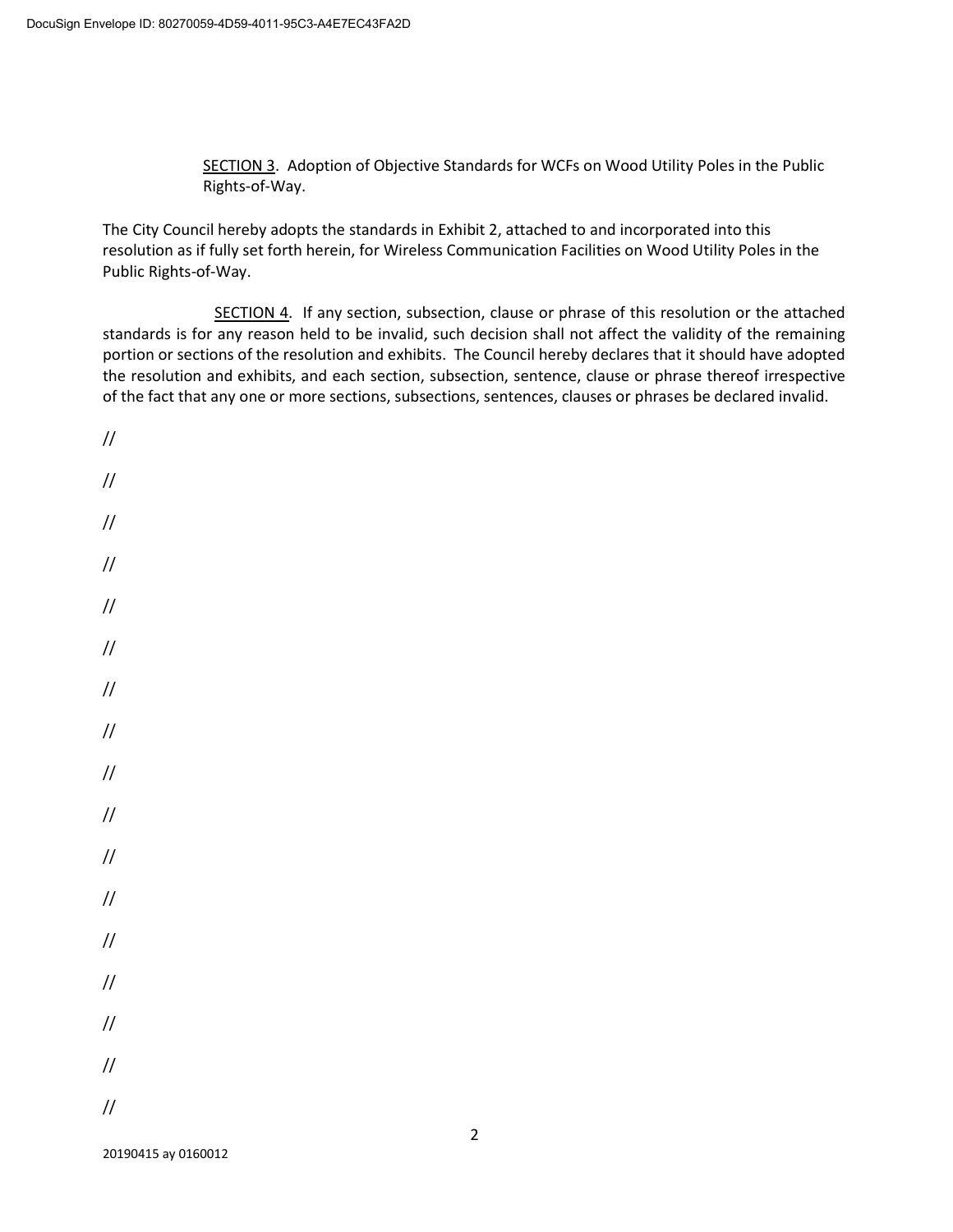SECTION 3. Adoption of Objective Standards for WCFs on Wood Utility Poles in the Public Rights-of-Way.

The City Council hereby adopts the standards in Exhibit 2, attached to and incorporated into this resolution as if fully set forth herein, for Wireless Communication Facilities on Wood Utility Poles in the Public Rights-of-Way.

SECTION 4. If any section, subsection, clause or phrase of this resolution or the attached standards is for any reason held to be invalid, such decision shall not affect the validity of the remaining portion or sections of the resolution and exhibits. The Council hereby declares that it should have adopted the resolution and exhibits, and each section, subsection, sentence, clause or phrase thereof irrespective of the fact that any one or more sections, subsections, sentences, clauses or phrases be declared invalid.

//

//

//

//

//

//

//

//

//

//

//

//

//

//

//

//

//

20190415 ay 0160012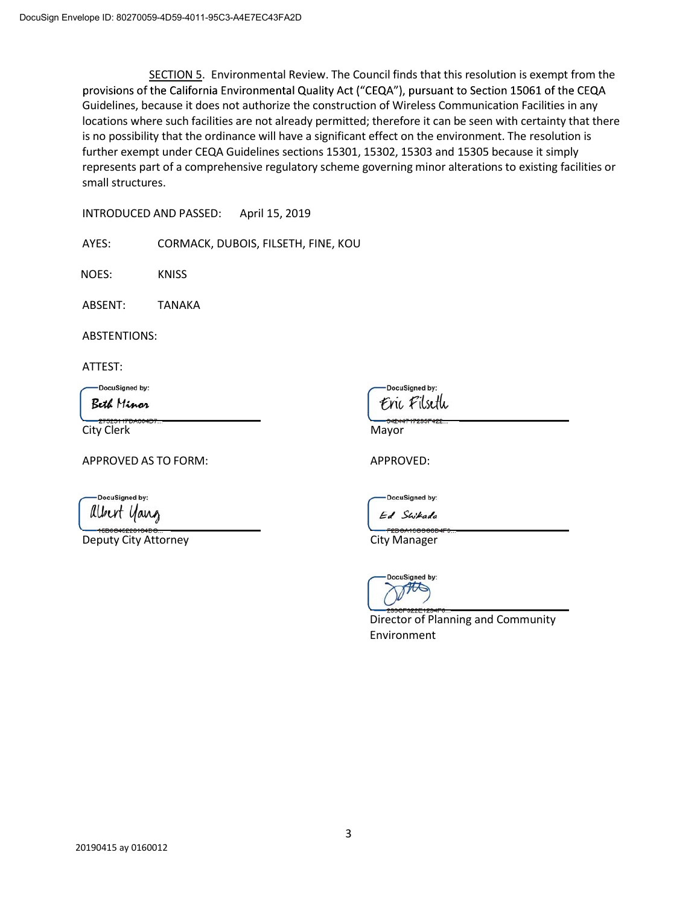SECTION 5. Environmental Review. The Council finds that this resolution is exempt from the provisions of the California Environmental Quality Act ("CEQA"), pursuant to Section 15061 of the CEQA Guidelines, because it does not authorize the construction of Wireless Communication Facilities in any locations where such facilities are not already permitted; therefore it can be seen with certainty that there is no possibility that the ordinance will have a significant effect on the environment. The resolution is further exempt under CEQA Guidelines sections 15301, 15302, 15303 and 15305 because it simply represents part of a comprehensive regulatory scheme governing minor alterations to existing facilities or small structures.

INTRODUCED AND PASSED: April 15, 2019

AYES: CORMACK, DUBOIS, FILSETH, FINE, KOU

NOES: KNISS

ABSENT: TANAKA

ABSTENTIONS:

ATTEST:

DocuSigned by: Beth Minor
City Clerk

DocuSigned by: Eric Filseth
Mayor

APPROVED AS TO FORM:

DocuSigned by: Albert Yang
Deputy City Attorney

APPROVED:

DocuSigned by: Ed Shikada
City Manager

DocuSigned by:
Director of Planning and Community Environment

20190415 ay 0160012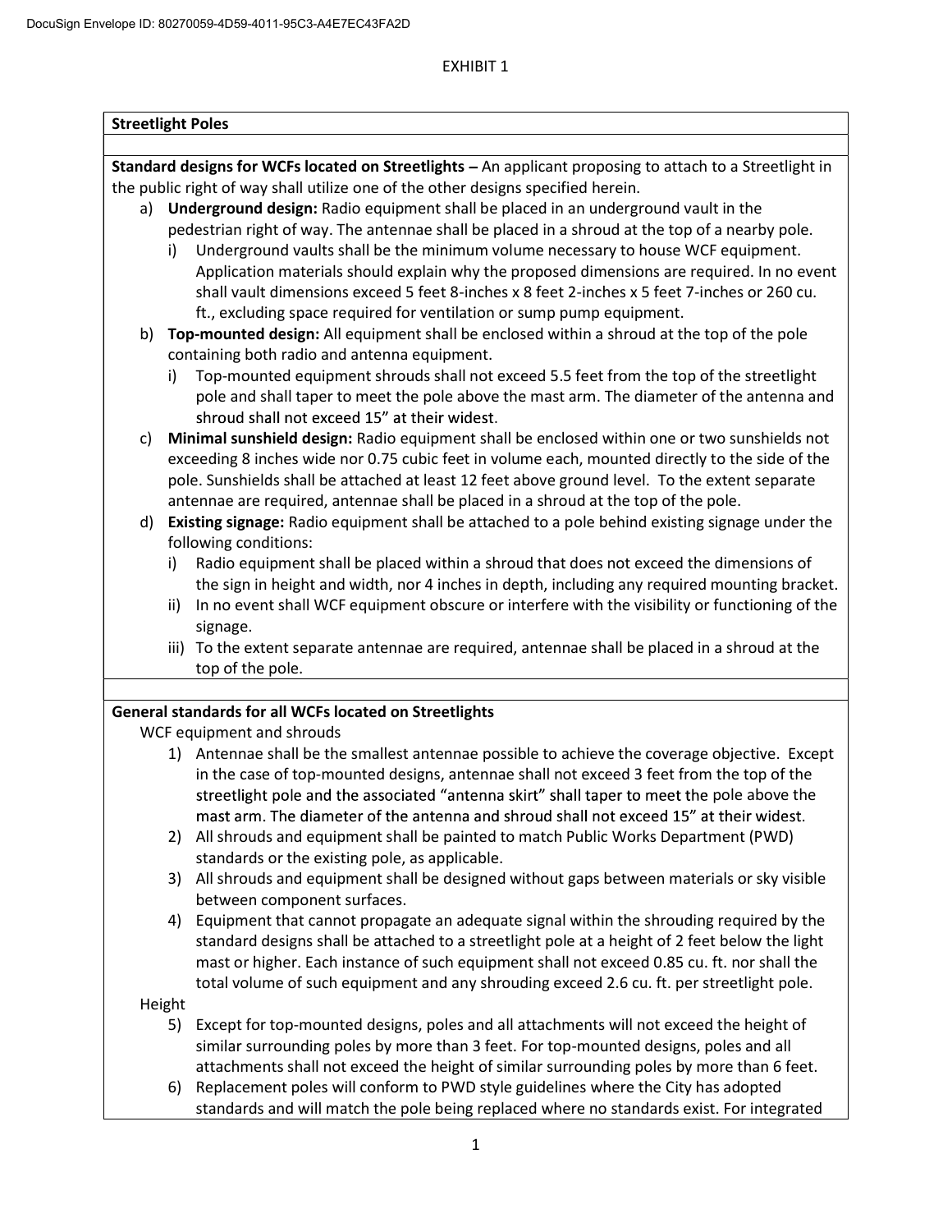EXHIBIT 1

**Streetlight Poles**

**Standard designs for WCFs located on Streetlights –** An applicant proposing to attach to a Streetlight in the public right of way shall utilize one of the other designs specified herein.

a) **Underground design:** Radio equipment shall be placed in an underground vault in the pedestrian right of way. The antennae shall be placed in a shroud at the top of a nearby pole.
   i) Underground vaults shall be the minimum volume necessary to house WCF equipment. Application materials should explain why the proposed dimensions are required. In no event shall vault dimensions exceed 5 feet 8-inches x 8 feet 2-inches x 5 feet 7-inches or 260 cu. ft., excluding space required for ventilation or sump pump equipment.

b) **Top-mounted design:** All equipment shall be enclosed within a shroud at the top of the pole containing both radio and antenna equipment.
   i) Top-mounted equipment shrouds shall not exceed 5.5 feet from the top of the streetlight pole and shall taper to meet the pole above the mast arm. The diameter of the antenna and shroud shall not exceed 15" at their widest.

c) **Minimal sunshield design:** Radio equipment shall be enclosed within one or two sunshields not exceeding 8 inches wide nor 0.75 cubic feet in volume each, mounted directly to the side of the pole. Sunshields shall be attached at least 12 feet above ground level. To the extent separate antennae are required, antennae shall be placed in a shroud at the top of the pole.

d) **Existing signage:** Radio equipment shall be attached to a pole behind existing signage under the following conditions:
   i) Radio equipment shall be placed within a shroud that does not exceed the dimensions of the sign in height and width, nor 4 inches in depth, including any required mounting bracket.
   ii) In no event shall WCF equipment obscure or interfere with the visibility or functioning of the signage.
   iii) To the extent separate antennae are required, antennae shall be placed in a shroud at the top of the pole.

**General standards for all WCFs located on Streetlights**

WCF equipment and shrouds

1) Antennae shall be the smallest antennae possible to achieve the coverage objective. Except in the case of top-mounted designs, antennae shall not exceed 3 feet from the top of the streetlight pole and the associated "antenna skirt" shall taper to meet the pole above the mast arm. The diameter of the antenna and shroud shall not exceed 15" at their widest.
2) All shrouds and equipment shall be painted to match Public Works Department (PWD) standards or the existing pole, as applicable.
3) All shrouds and equipment shall be designed without gaps between materials or sky visible between component surfaces.
4) Equipment that cannot propagate an adequate signal within the shrouding required by the standard designs shall be attached to a streetlight pole at a height of 2 feet below the light mast or higher. Each instance of such equipment shall not exceed 0.85 cu. ft. nor shall the total volume of such equipment and any shrouding exceed 2.6 cu. ft. per streetlight pole.

Height

5) Except for top-mounted designs, poles and all attachments will not exceed the height of similar surrounding poles by more than 3 feet. For top-mounted designs, poles and all attachments shall not exceed the height of similar surrounding poles by more than 6 feet.
6) Replacement poles will conform to PWD style guidelines where the City has adopted standards and will match the pole being replaced where no standards exist. For integrated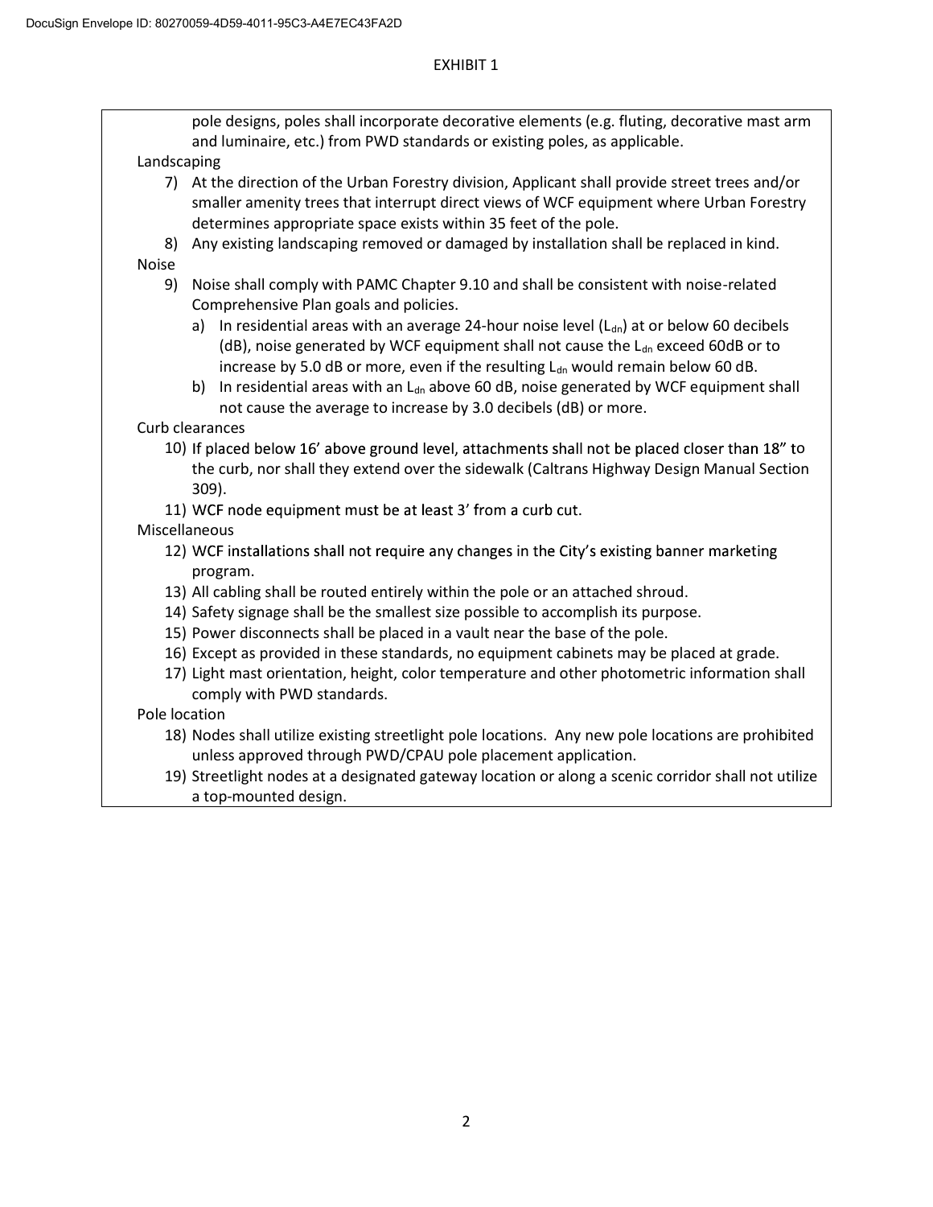EXHIBIT 1

pole designs, poles shall incorporate decorative elements (e.g. fluting, decorative mast arm and luminaire, etc.) from PWD standards or existing poles, as applicable.

Landscaping

7) At the direction of the Urban Forestry division, Applicant shall provide street trees and/or smaller amenity trees that interrupt direct views of WCF equipment where Urban Forestry determines appropriate space exists within 35 feet of the pole.
8) Any existing landscaping removed or damaged by installation shall be replaced in kind.

Noise

9) Noise shall comply with PAMC Chapter 9.10 and shall be consistent with noise-related Comprehensive Plan goals and policies.
   a) In residential areas with an average 24-hour noise level ($L_{dn}$) at or below 60 decibels (dB), noise generated by WCF equipment shall not cause the $L_{dn}$ exceed 60dB or to increase by 5.0 dB or more, even if the resulting $L_{dn}$ would remain below 60 dB.
   b) In residential areas with an $L_{dn}$ above 60 dB, noise generated by WCF equipment shall not cause the average to increase by 3.0 decibels (dB) or more.

Curb clearances

10) If placed below 16' above ground level, attachments shall not be placed closer than 18" to the curb, nor shall they extend over the sidewalk (Caltrans Highway Design Manual Section 309).
11) WCF node equipment must be at least 3' from a curb cut.

Miscellaneous

12) WCF installations shall not require any changes in the City's existing banner marketing program.
13) All cabling shall be routed entirely within the pole or an attached shroud.
14) Safety signage shall be the smallest size possible to accomplish its purpose.
15) Power disconnects shall be placed in a vault near the base of the pole.
16) Except as provided in these standards, no equipment cabinets may be placed at grade.
17) Light mast orientation, height, color temperature and other photometric information shall comply with PWD standards.

Pole location

18) Nodes shall utilize existing streetlight pole locations. Any new pole locations are prohibited unless approved through PWD/CPAU pole placement application.
19) Streetlight nodes at a designated gateway location or along a scenic corridor shall not utilize a top-mounted design.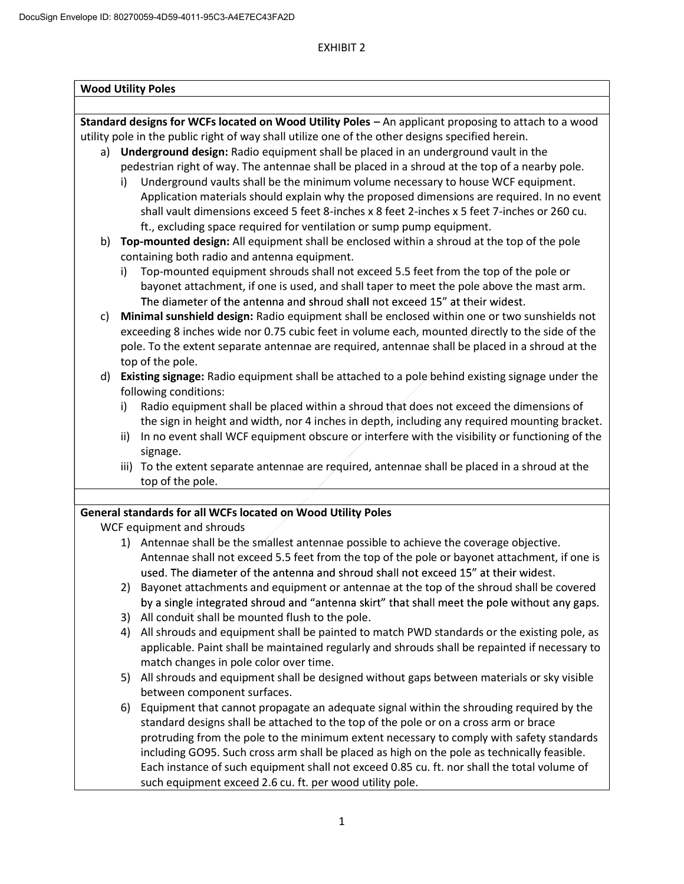EXHIBIT 2

**Wood Utility Poles**

**Standard designs for WCFs located on Wood Utility Poles** – An applicant proposing to attach to a wood utility pole in the public right of way shall utilize one of the other designs specified herein.

a) **Underground design:** Radio equipment shall be placed in an underground vault in the pedestrian right of way. The antennae shall be placed in a shroud at the top of a nearby pole.
   i) Underground vaults shall be the minimum volume necessary to house WCF equipment. Application materials should explain why the proposed dimensions are required. In no event shall vault dimensions exceed 5 feet 8-inches x 8 feet 2-inches x 5 feet 7-inches or 260 cu. ft., excluding space required for ventilation or sump pump equipment.

b) **Top-mounted design:** All equipment shall be enclosed within a shroud at the top of the pole containing both radio and antenna equipment.
   i) Top-mounted equipment shrouds shall not exceed 5.5 feet from the top of the pole or bayonet attachment, if one is used, and shall taper to meet the pole above the mast arm. The diameter of the antenna and shroud shall not exceed 15" at their widest.

c) **Minimal sunshield design:** Radio equipment shall be enclosed within one or two sunshields not exceeding 8 inches wide nor 0.75 cubic feet in volume each, mounted directly to the side of the pole. To the extent separate antennae are required, antennae shall be placed in a shroud at the top of the pole.

d) **Existing signage:** Radio equipment shall be attached to a pole behind existing signage under the following conditions:
   i) Radio equipment shall be placed within a shroud that does not exceed the dimensions of the sign in height and width, nor 4 inches in depth, including any required mounting bracket.
   ii) In no event shall WCF equipment obscure or interfere with the visibility or functioning of the signage.
   iii) To the extent separate antennae are required, antennae shall be placed in a shroud at the top of the pole.

**General standards for all WCFs located on Wood Utility Poles**

WCF equipment and shrouds

1) Antennae shall be the smallest antennae possible to achieve the coverage objective. Antennae shall not exceed 5.5 feet from the top of the pole or bayonet attachment, if one is used. The diameter of the antenna and shroud shall not exceed 15" at their widest.
2) Bayonet attachments and equipment or antennae at the top of the shroud shall be covered by a single integrated shroud and "antenna skirt" that shall meet the pole without any gaps.
3) All conduit shall be mounted flush to the pole.
4) All shrouds and equipment shall be painted to match PWD standards or the existing pole, as applicable. Paint shall be maintained regularly and shrouds shall be repainted if necessary to match changes in pole color over time.
5) All shrouds and equipment shall be designed without gaps between materials or sky visible between component surfaces.
6) Equipment that cannot propagate an adequate signal within the shrouding required by the standard designs shall be attached to the top of the pole or on a cross arm or brace protruding from the pole to the minimum extent necessary to comply with safety standards including GO95. Such cross arm shall be placed as high on the pole as technically feasible. Each instance of such equipment shall not exceed 0.85 cu. ft. nor shall the total volume of such equipment exceed 2.6 cu. ft. per wood utility pole.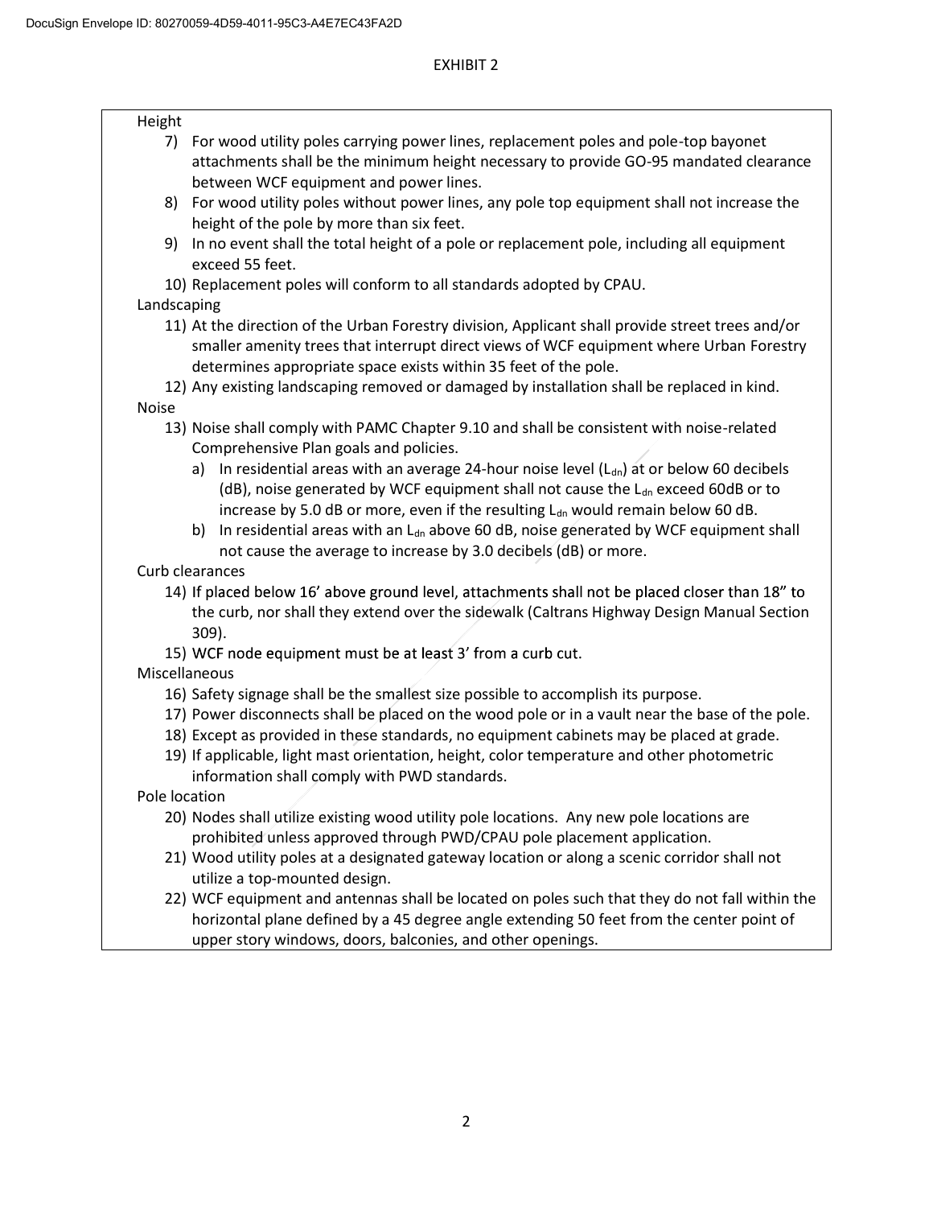EXHIBIT 2

Height

7) For wood utility poles carrying power lines, replacement poles and pole-top bayonet attachments shall be the minimum height necessary to provide GO-95 mandated clearance between WCF equipment and power lines.
8) For wood utility poles without power lines, any pole top equipment shall not increase the height of the pole by more than six feet.
9) In no event shall the total height of a pole or replacement pole, including all equipment exceed 55 feet.
10) Replacement poles will conform to all standards adopted by CPAU.

Landscaping

11) At the direction of the Urban Forestry division, Applicant shall provide street trees and/or smaller amenity trees that interrupt direct views of WCF equipment where Urban Forestry determines appropriate space exists within 35 feet of the pole.
12) Any existing landscaping removed or damaged by installation shall be replaced in kind.

Noise

13) Noise shall comply with PAMC Chapter 9.10 and shall be consistent with noise-related Comprehensive Plan goals and policies.
    a) In residential areas with an average 24-hour noise level ($L_{dn}$) at or below 60 decibels (dB), noise generated by WCF equipment shall not cause the $L_{dn}$ exceed 60dB or to increase by 5.0 dB or more, even if the resulting $L_{dn}$ would remain below 60 dB.
    b) In residential areas with an $L_{dn}$ above 60 dB, noise generated by WCF equipment shall not cause the average to increase by 3.0 decibels (dB) or more.

Curb clearances

14) If placed below 16' above ground level, attachments shall not be placed closer than 18" to the curb, nor shall they extend over the sidewalk (Caltrans Highway Design Manual Section 309).
15) WCF node equipment must be at least 3' from a curb cut.

Miscellaneous

16) Safety signage shall be the smallest size possible to accomplish its purpose.
17) Power disconnects shall be placed on the wood pole or in a vault near the base of the pole.
18) Except as provided in these standards, no equipment cabinets may be placed at grade.
19) If applicable, light mast orientation, height, color temperature and other photometric information shall comply with PWD standards.

Pole location

20) Nodes shall utilize existing wood utility pole locations. Any new pole locations are prohibited unless approved through PWD/CPAU pole placement application.
21) Wood utility poles at a designated gateway location or along a scenic corridor shall not utilize a top-mounted design.
22) WCF equipment and antennas shall be located on poles such that they do not fall within the horizontal plane defined by a 45 degree angle extending 50 feet from the center point of upper story windows, doors, balconies, and other openings.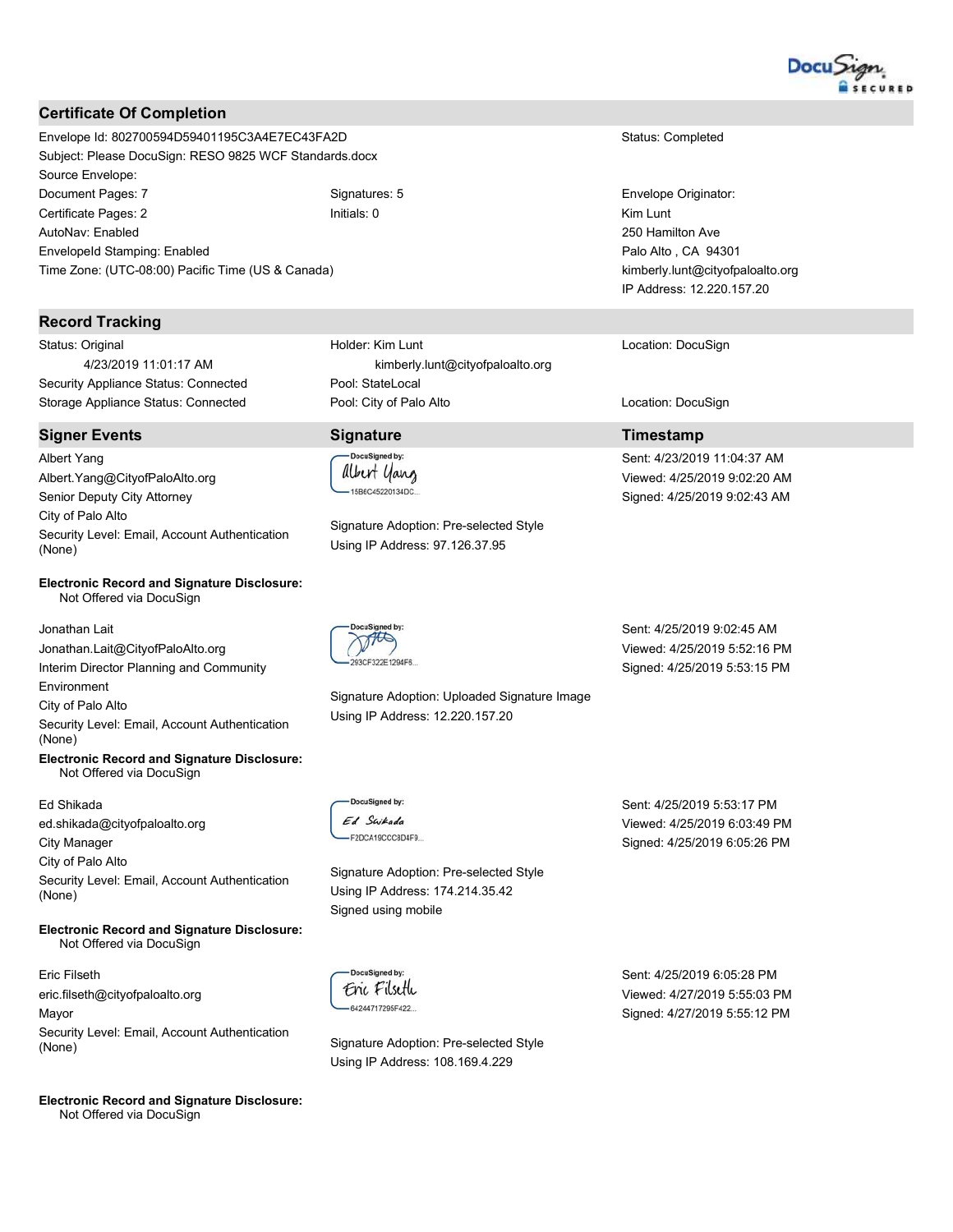## Certificate Of Completion

Envelope Id: 802700594D59401195C3A4E7EC43FA2D
Status: Completed

Subject: Please DocuSign: RESO 9825 WCF Standards.docx

Source Envelope:

Document Pages: 7
Signatures: 5
Envelope Originator:

Certificate Pages: 2
Initials: 0
Kim Lunt

AutoNav: Enabled
250 Hamilton Ave

EnvelopeId Stamping: Enabled
Palo Alto , CA 94301

Time Zone: (UTC-08:00) Pacific Time (US & Canada)
kimberly.lunt@cityofpaloalto.org

IP Address: 12.220.157.20

## Record Tracking

| | | |
|---|---|---|
| Status: Original<br>4/23/2019 11:01:17 AM | Holder: Kim Lunt<br>kimberly.lunt@cityofpaloalto.org | Location: DocuSign |
| Security Appliance Status: Connected | Pool: StateLocal | |
| Storage Appliance Status: Connected | Pool: City of Palo Alto | Location: DocuSign |

| Signer Events | Signature | Timestamp |
|---|---|---|
| Albert Yang<br>Albert.Yang@CityofPaloAlto.org<br>Senior Deputy City Attorney<br>City of Palo Alto<br>Security Level: Email, Account Authentication (None)<br><br>**Electronic Record and Signature Disclosure:**<br>Not Offered via DocuSign | DocuSigned by:<br>Albert Yang<br>15B6C45220134DC...<br><br>Signature Adoption: Pre-selected Style<br>Using IP Address: 97.126.37.95 | Sent: 4/23/2019 11:04:37 AM<br>Viewed: 4/25/2019 9:02:20 AM<br>Signed: 4/25/2019 9:02:43 AM |
| Jonathan Lait<br>Jonathan.Lait@CityofPaloAlto.org<br>Interim Director Planning and Community Environment<br>City of Palo Alto<br>Security Level: Email, Account Authentication (None)<br>**Electronic Record and Signature Disclosure:**<br>Not Offered via DocuSign | DocuSigned by:<br>293CF322E1294F6...<br><br>Signature Adoption: Uploaded Signature Image<br>Using IP Address: 12.220.157.20 | Sent: 4/25/2019 9:02:45 AM<br>Viewed: 4/25/2019 5:52:16 PM<br>Signed: 4/25/2019 5:53:15 PM |
| Ed Shikada<br>ed.shikada@cityofpaloalto.org<br>City Manager<br>City of Palo Alto<br>Security Level: Email, Account Authentication (None)<br><br>**Electronic Record and Signature Disclosure:**<br>Not Offered via DocuSign | DocuSigned by:<br>Ed Shikada<br>F2DCA19CCC8D4F9...<br><br>Signature Adoption: Pre-selected Style<br>Using IP Address: 174.214.35.42<br>Signed using mobile | Sent: 4/25/2019 5:53:17 PM<br>Viewed: 4/25/2019 6:03:49 PM<br>Signed: 4/25/2019 6:05:26 PM |
| Eric Filseth<br>eric.filseth@cityofpaloalto.org<br>Mayor<br>Security Level: Email, Account Authentication (None)<br><br>**Electronic Record and Signature Disclosure:**<br>Not Offered via DocuSign | DocuSigned by:<br>Eric Filseth<br>64244717295F422...<br><br>Signature Adoption: Pre-selected Style<br>Using IP Address: 108.169.4.229 | Sent: 4/25/2019 6:05:28 PM<br>Viewed: 4/27/2019 5:55:03 PM<br>Signed: 4/27/2019 5:55:12 PM |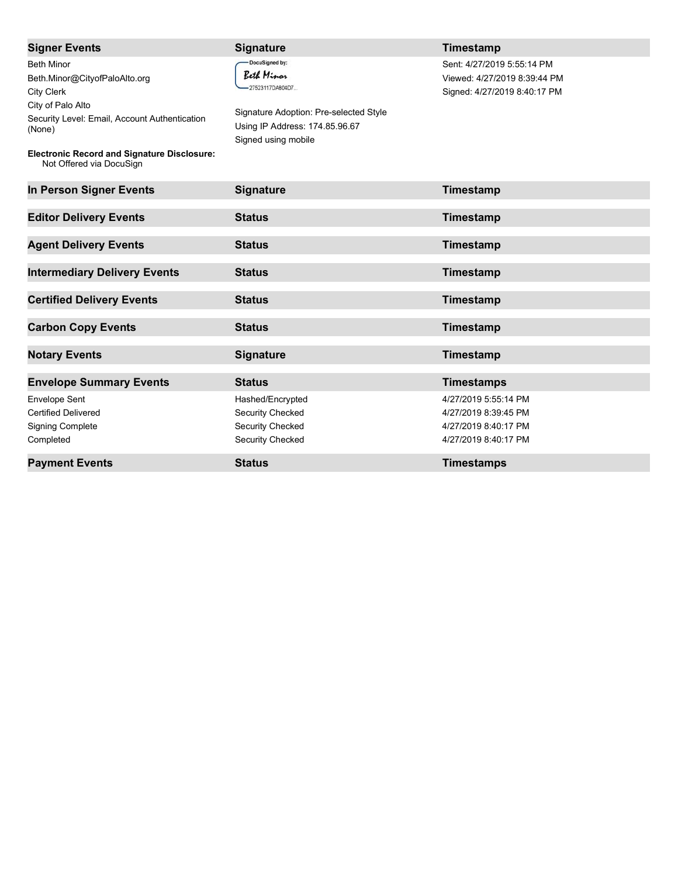| Signer Events | Signature | Timestamp |
| --- | --- | --- |
| Beth Minor<br>Beth.Minor@CityofPaloAlto.org<br>City Clerk<br>City of Palo Alto<br>Security Level: Email, Account Authentication (None) | DocuSigned by:<br>Beth Minor<br>27523117DA804D7...<br><br>Signature Adoption: Pre-selected Style<br>Using IP Address: 174.85.96.67<br>Signed using mobile | Sent: 4/27/2019 5:55:14 PM<br>Viewed: 4/27/2019 8:39:44 PM<br>Signed: 4/27/2019 8:40:17 PM |

**Electronic Record and Signature Disclosure:**
Not Offered via DocuSign

| In Person Signer Events | Signature | Timestamp |
| --- | --- | --- |

| Editor Delivery Events | Status | Timestamp |
| --- | --- | --- |

| Agent Delivery Events | Status | Timestamp |
| --- | --- | --- |

| Intermediary Delivery Events | Status | Timestamp |
| --- | --- | --- |

| Certified Delivery Events | Status | Timestamp |
| --- | --- | --- |

| Carbon Copy Events | Status | Timestamp |
| --- | --- | --- |

| Notary Events | Signature | Timestamp |
| --- | --- | --- |

| Envelope Summary Events | Status | Timestamps |
| --- | --- | --- |
| Envelope Sent | Hashed/Encrypted | 4/27/2019 5:55:14 PM |
| Certified Delivered | Security Checked | 4/27/2019 8:39:45 PM |
| Signing Complete | Security Checked | 4/27/2019 8:40:17 PM |
| Completed | Security Checked | 4/27/2019 8:40:17 PM |

| Payment Events | Status | Timestamps |
| --- | --- | --- |